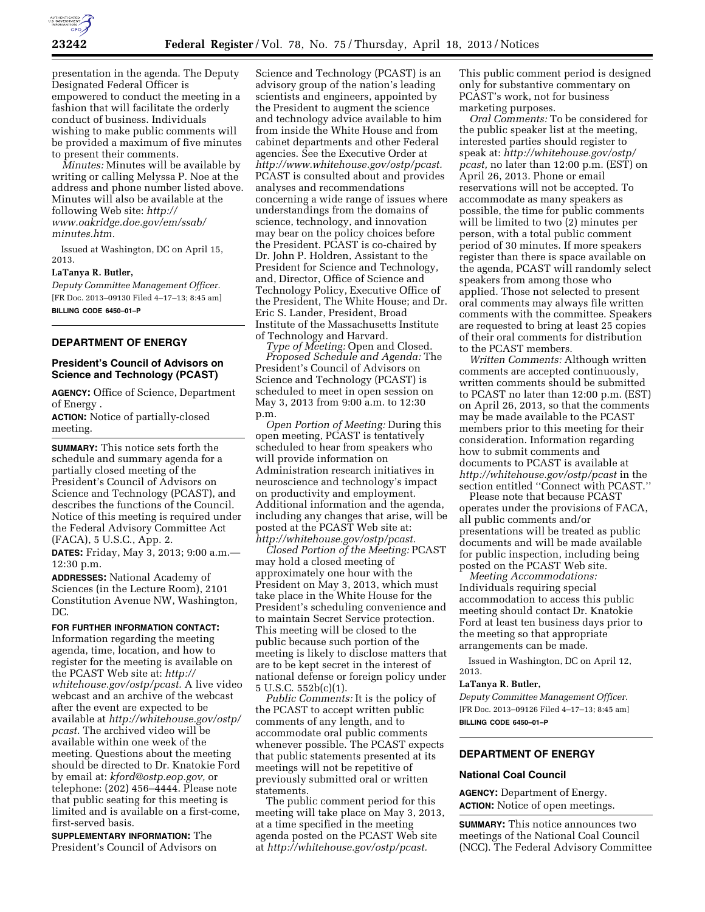presentation in the agenda. The Deputy Designated Federal Officer is empowered to conduct the meeting in a fashion that will facilitate the orderly conduct of business. Individuals wishing to make public comments will be provided a maximum of five minutes to present their comments.

*Minutes:* Minutes will be available by writing or calling Melyssa P. Noe at the address and phone number listed above. Minutes will also be available at the following Web site: *http://www.oakridge.doe.gov/em/ssab/minutes.htm.*

Issued at Washington, DC on April 15, 2013.

**LaTanya R. Butler,**

*Deputy Committee Management Officer.*

[FR Doc. 2013–09130 Filed 4–17–13; 8:45 am]

**BILLING CODE 6450–01–P**

---

## DEPARTMENT OF ENERGY

### President's Council of Advisors on Science and Technology (PCAST)

**AGENCY:** Office of Science, Department of Energy .

**ACTION:** Notice of partially-closed meeting.

**SUMMARY:** This notice sets forth the schedule and summary agenda for a partially closed meeting of the President's Council of Advisors on Science and Technology (PCAST), and describes the functions of the Council. Notice of this meeting is required under the Federal Advisory Committee Act (FACA), 5 U.S.C., App. 2.

**DATES:** Friday, May 3, 2013; 9:00 a.m.—12:30 p.m.

**ADDRESSES:** National Academy of Sciences (in the Lecture Room), 2101 Constitution Avenue NW, Washington, DC.

**FOR FURTHER INFORMATION CONTACT:** Information regarding the meeting agenda, time, location, and how to register for the meeting is available on the PCAST Web site at: *http://whitehouse.gov/ostp/pcast.* A live video webcast and an archive of the webcast after the event are expected to be available at *http://whitehouse.gov/ostp/pcast.* The archived video will be available within one week of the meeting. Questions about the meeting should be directed to Dr. Knatokie Ford by email at: *kford@ostp.eop.gov,* or telephone: (202) 456–4444. Please note that public seating for this meeting is limited and is available on a first-come, first-served basis.

**SUPPLEMENTARY INFORMATION:** The President's Council of Advisors on Science and Technology (PCAST) is an advisory group of the nation's leading scientists and engineers, appointed by the President to augment the science and technology advice available to him from inside the White House and from cabinet departments and other Federal agencies. See the Executive Order at *http://www.whitehouse.gov/ostp/pcast.* PCAST is consulted about and provides analyses and recommendations concerning a wide range of issues where understandings from the domains of science, technology, and innovation may bear on the policy choices before the President. PCAST is co-chaired by Dr. John P. Holdren, Assistant to the President for Science and Technology, and, Director, Office of Science and Technology Policy, Executive Office of the President, The White House; and Dr. Eric S. Lander, President, Broad Institute of the Massachusetts Institute of Technology and Harvard.

*Type of Meeting:* Open and Closed.

*Proposed Schedule and Agenda:* The President's Council of Advisors on Science and Technology (PCAST) is scheduled to meet in open session on May 3, 2013 from 9:00 a.m. to 12:30 p.m.

*Open Portion of Meeting:* During this open meeting, PCAST is tentatively scheduled to hear from speakers who will provide information on Administration research initiatives in neuroscience and technology's impact on productivity and employment. Additional information and the agenda, including any changes that arise, will be posted at the PCAST Web site at: *http://whitehouse.gov/ostp/pcast.*

*Closed Portion of the Meeting:* PCAST may hold a closed meeting of approximately one hour with the President on May 3, 2013, which must take place in the White House for the President's scheduling convenience and to maintain Secret Service protection. This meeting will be closed to the public because such portion of the meeting is likely to disclose matters that are to be kept secret in the interest of national defense or foreign policy under 5 U.S.C. 552b(c)(1).

*Public Comments:* It is the policy of the PCAST to accept written public comments of any length, and to accommodate oral public comments whenever possible. The PCAST expects that public statements presented at its meetings will not be repetitive of previously submitted oral or written statements.

The public comment period for this meeting will take place on May 3, 2013, at a time specified in the meeting agenda posted on the PCAST Web site at *http://whitehouse.gov/ostp/pcast.* This public comment period is designed only for substantive commentary on PCAST's work, not for business marketing purposes.

*Oral Comments:* To be considered for the public speaker list at the meeting, interested parties should register to speak at: *http://whitehouse.gov/ostp/pcast,* no later than 12:00 p.m. (EST) on April 26, 2013. Phone or email reservations will not be accepted. To accommodate as many speakers as possible, the time for public comments will be limited to two (2) minutes per person, with a total public comment period of 30 minutes. If more speakers register than there is space available on the agenda, PCAST will randomly select speakers from among those who applied. Those not selected to present oral comments may always file written comments with the committee. Speakers are requested to bring at least 25 copies of their oral comments for distribution to the PCAST members.

*Written Comments:* Although written comments are accepted continuously, written comments should be submitted to PCAST no later than 12:00 p.m. (EST) on April 26, 2013, so that the comments may be made available to the PCAST members prior to this meeting for their consideration. Information regarding how to submit comments and documents to PCAST is available at *http://whitehouse.gov/ostp/pcast* in the section entitled ''Connect with PCAST.''

Please note that because PCAST operates under the provisions of FACA, all public comments and/or presentations will be treated as public documents and will be made available for public inspection, including being posted on the PCAST Web site.

*Meeting Accommodations:* Individuals requiring special accommodation to access this public meeting should contact Dr. Knatokie Ford at least ten business days prior to the meeting so that appropriate arrangements can be made.

Issued in Washington, DC on April 12, 2013.

**LaTanya R. Butler,**

*Deputy Committee Management Officer.*

[FR Doc. 2013–09126 Filed 4–17–13; 8:45 am]

**BILLING CODE 6450–01–P**

---

## DEPARTMENT OF ENERGY

### National Coal Council

**AGENCY:** Department of Energy.

**ACTION:** Notice of open meetings.

**SUMMARY:** This notice announces two meetings of the National Coal Council (NCC). The Federal Advisory Committee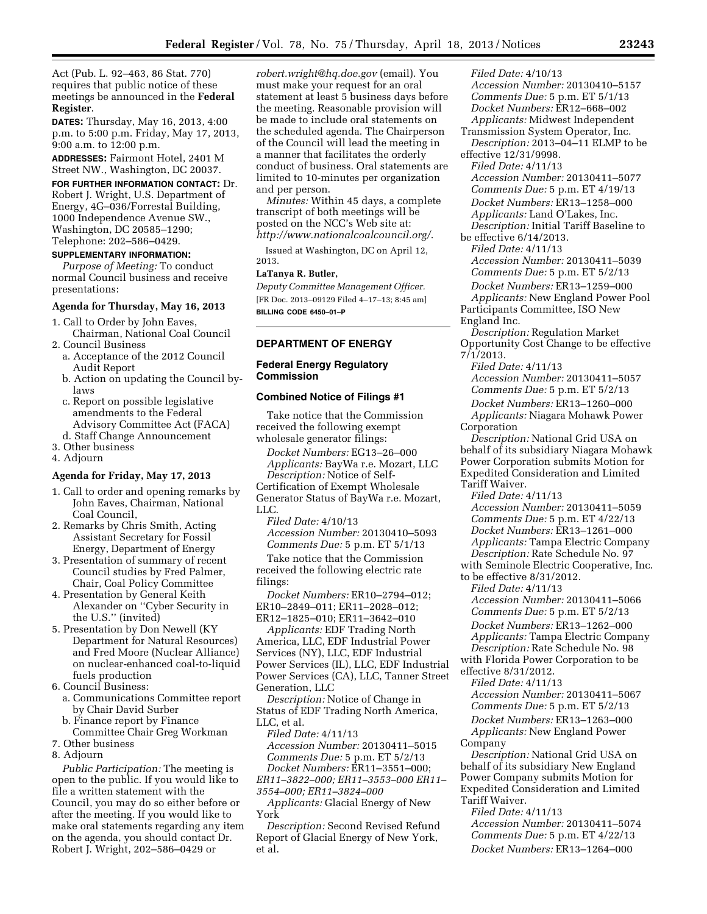Act (Pub. L. 92–463, 86 Stat. 770) requires that public notice of these meetings be announced in the **Federal Register**.

**DATES:** Thursday, May 16, 2013, 4:00 p.m. to 5:00 p.m. Friday, May 17, 2013, 9:00 a.m. to 12:00 p.m.

**ADDRESSES:** Fairmont Hotel, 2401 M Street NW., Washington, DC 20037.

**FOR FURTHER INFORMATION CONTACT:** Dr. Robert J. Wright, U.S. Department of Energy, 4G–036/Forrestal Building, 1000 Independence Avenue SW., Washington, DC 20585–1290; Telephone: 202–586–0429.

**SUPPLEMENTARY INFORMATION:**

*Purpose of Meeting:* To conduct normal Council business and receive presentations:

### Agenda for Thursday, May 16, 2013

1. Call to Order by John Eaves, Chairman, National Coal Council
2. Council Business
   a. Acceptance of the 2012 Council Audit Report
   b. Action on updating the Council by-laws
   c. Report on possible legislative amendments to the Federal Advisory Committee Act (FACA)
   d. Staff Change Announcement
3. Other business
4. Adjourn

### Agenda for Friday, May 17, 2013

1. Call to order and opening remarks by John Eaves, Chairman, National Coal Council,
2. Remarks by Chris Smith, Acting Assistant Secretary for Fossil Energy, Department of Energy
3. Presentation of summary of recent Council studies by Fred Palmer, Chair, Coal Policy Committee
4. Presentation by General Keith Alexander on ''Cyber Security in the U.S.'' (invited)
5. Presentation by Don Newell (KY Department for Natural Resources) and Fred Moore (Nuclear Alliance) on nuclear-enhanced coal-to-liquid fuels production
6. Council Business:
   a. Communications Committee report by Chair David Surber
   b. Finance report by Finance Committee Chair Greg Workman
7. Other business
8. Adjourn

*Public Participation:* The meeting is open to the public. If you would like to file a written statement with the Council, you may do so either before or after the meeting. If you would like to make oral statements regarding any item on the agenda, you should contact Dr. Robert J. Wright, 202–586–0429 or *robert.wright@hq.doe.gov* (email). You must make your request for an oral statement at least 5 business days before the meeting. Reasonable provision will be made to include oral statements on the scheduled agenda. The Chairperson of the Council will lead the meeting in a manner that facilitates the orderly conduct of business. Oral statements are limited to 10-minutes per organization and per person.

*Minutes:* Within 45 days, a complete transcript of both meetings will be posted on the NCC's Web site at: *http://www.nationalcoalcouncil.org/*.

Issued at Washington, DC on April 12, 2013.

**LaTanya R. Butler,**

*Deputy Committee Management Officer.*

[FR Doc. 2013–09129 Filed 4–17–13; 8:45 am]

**BILLING CODE 6450–01–P**

## DEPARTMENT OF ENERGY

### Federal Energy Regulatory Commission

### Combined Notice of Filings #1

Take notice that the Commission received the following exempt wholesale generator filings:

*Docket Numbers:* EG13–26–000
*Applicants:* BayWa r.e. Mozart, LLC
*Description:* Notice of Self-Certification of Exempt Wholesale Generator Status of BayWa r.e. Mozart, LLC.
*Filed Date:* 4/10/13
*Accession Number:* 20130410–5093
*Comments Due:* 5 p.m. ET 5/1/13

Take notice that the Commission received the following electric rate filings:

*Docket Numbers:* ER10–2794–012; ER10–2849–011; ER11–2028–012; ER12–1825–010; ER11–3642–010
*Applicants:* EDF Trading North America, LLC, EDF Industrial Power Services (NY), LLC, EDF Industrial Power Services (IL), LLC, EDF Industrial Power Services (CA), LLC, Tanner Street Generation, LLC
*Description:* Notice of Change in Status of EDF Trading North America, LLC, et al.
*Filed Date:* 4/11/13
*Accession Number:* 20130411–5015
*Comments Due:* 5 p.m. ET 5/2/13

*Docket Numbers:* ER11–3551–000; *ER11–3822–000; ER11–3553–000 ER11–3554–000; ER11–3824–000*
*Applicants:* Glacial Energy of New York
*Description:* Second Revised Refund Report of Glacial Energy of New York, et al.
*Filed Date:* 4/10/13
*Accession Number:* 20130410–5157
*Comments Due:* 5 p.m. ET 5/1/13

*Docket Numbers:* ER12–668–002
*Applicants:* Midwest Independent Transmission System Operator, Inc.
*Description:* 2013–04–11 ELMP to be effective 12/31/9998.
*Filed Date:* 4/11/13
*Accession Number:* 20130411–5077
*Comments Due:* 5 p.m. ET 4/19/13

*Docket Numbers:* ER13–1258–000
*Applicants:* Land O'Lakes, Inc.
*Description:* Initial Tariff Baseline to be effective 6/14/2013.
*Filed Date:* 4/11/13
*Accession Number:* 20130411–5039
*Comments Due:* 5 p.m. ET 5/2/13

*Docket Numbers:* ER13–1259–000
*Applicants:* New England Power Pool Participants Committee, ISO New England Inc.
*Description:* Regulation Market Opportunity Cost Change to be effective 7/1/2013.
*Filed Date:* 4/11/13
*Accession Number:* 20130411–5057
*Comments Due:* 5 p.m. ET 5/2/13

*Docket Numbers:* ER13–1260–000
*Applicants:* Niagara Mohawk Power Corporation
*Description:* National Grid USA on behalf of its subsidiary Niagara Mohawk Power Corporation submits Motion for Expedited Consideration and Limited Tariff Waiver.
*Filed Date:* 4/11/13
*Accession Number:* 20130411–5059
*Comments Due:* 5 p.m. ET 4/22/13

*Docket Numbers:* ER13–1261–000
*Applicants:* Tampa Electric Company
*Description:* Rate Schedule No. 97 with Seminole Electric Cooperative, Inc. to be effective 8/31/2012.
*Filed Date:* 4/11/13
*Accession Number:* 20130411–5066
*Comments Due:* 5 p.m. ET 5/2/13

*Docket Numbers:* ER13–1262–000
*Applicants:* Tampa Electric Company
*Description:* Rate Schedule No. 98 with Florida Power Corporation to be effective 8/31/2012.
*Filed Date:* 4/11/13
*Accession Number:* 20130411–5067
*Comments Due:* 5 p.m. ET 5/2/13

*Docket Numbers:* ER13–1263–000
*Applicants:* New England Power Company
*Description:* National Grid USA on behalf of its subsidiary New England Power Company submits Motion for Expedited Consideration and Limited Tariff Waiver.
*Filed Date:* 4/11/13
*Accession Number:* 20130411–5074
*Comments Due:* 5 p.m. ET 4/22/13

*Docket Numbers:* ER13–1264–000